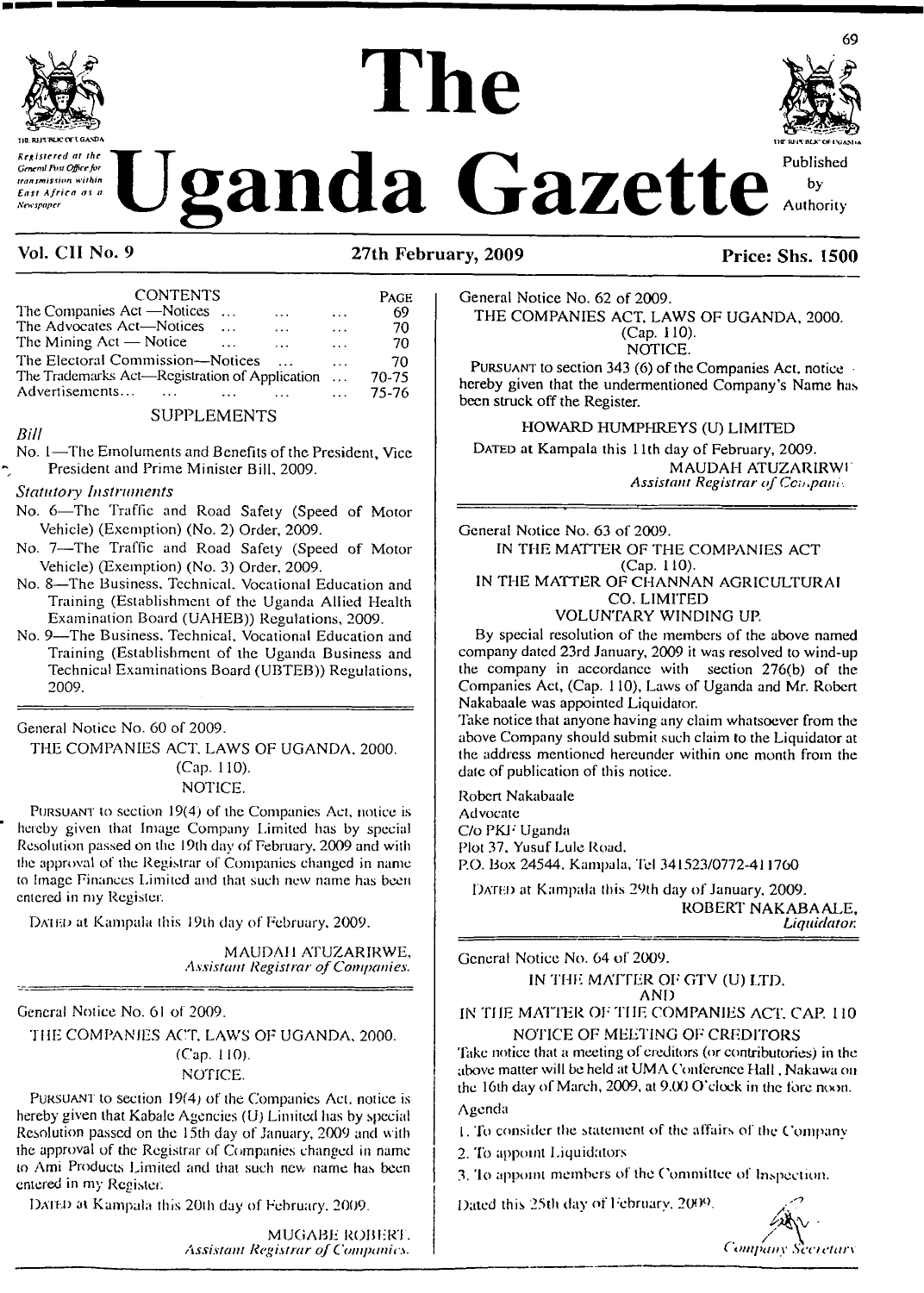# The Uganda Gazette

Registered at the General Post Office for transmission within East Africa as a Newspaper

Published by Authority

**Vol. CII No. 9** **27th February, 2009** **Price: Shs. 1500**

| CONTENTS | PAGE |
|---|---|
| The Companies Act—Notices ... ... ... | 69 |
| The Advocates Act—Notices ... ... ... | 70 |
| The Mining Act — Notice ... ... ... | 70 |
| The Electoral Commission—Notices ... ... | 70 |
| The Trademarks Act—Registration of Application ... | 70-75 |
| Advertisements... ... ... ... ... | 75-76 |

SUPPLEMENTS

*Bill*

No. 1—The Emoluments and Benefits of the President, Vice President and Prime Minister Bill, 2009.

*Statutory Instruments*

No. 6—The Traffic and Road Safety (Speed of Motor Vehicle) (Exemption) (No. 2) Order, 2009.

No. 7—The Traffic and Road Safety (Speed of Motor Vehicle) (Exemption) (No. 3) Order, 2009.

No. 8—The Business, Technical, Vocational Education and Training (Establishment of the Uganda Allied Health Examination Board (UAHEB)) Regulations, 2009.

No. 9—The Business, Technical, Vocational Education and Training (Establishment of the Uganda Business and Technical Examinations Board (UBTEB)) Regulations, 2009.

---

General Notice No. 60 of 2009.

THE COMPANIES ACT, LAWS OF UGANDA, 2000.
(Cap. 110).
NOTICE.

PURSUANT to section 19(4) of the Companies Act, notice is hereby given that Image Company Limited has by special Resolution passed on the 19th day of February, 2009 and with the approval of the Registrar of Companies changed in name to Image Finances Limited and that such new name has been entered in my Register.

DATED at Kampala this 19th day of February, 2009.

MAUDAH ATUZARIRWE,
*Assistant Registrar of Companies.*

---

General Notice No. 61 of 2009.

THE COMPANIES ACT, LAWS OF UGANDA, 2000.
(Cap. 110).
NOTICE.

PURSUANT to section 19(4) of the Companies Act, notice is hereby given that Kabale Agencies (U) Limited has by special Resolution passed on the 15th day of January, 2009 and with the approval of the Registrar of Companies changed in name to Ami Products Limited and that such new name has been entered in my Register.

DATED at Kampala this 20th day of February, 2009.

MUGABE ROBERT,
*Assistant Registrar of Companies.*

---

General Notice No. 62 of 2009.

THE COMPANIES ACT, LAWS OF UGANDA, 2000.
(Cap. 110).
NOTICE.

PURSUANT to section 343 (6) of the Companies Act, notice is hereby given that the undermentioned Company's Name has been struck off the Register.

HOWARD HUMPHREYS (U) LIMITED

DATED at Kampala this 11th day of February, 2009.

MAUDAH ATUZARIRWE
*Assistant Registrar of Companies.*

---

General Notice No. 63 of 2009.

IN THE MATTER OF THE COMPANIES ACT
(Cap. 110).
IN THE MATTER OF CHANNAN AGRICULTURAL CO. LIMITED
VOLUNTARY WINDING UP.

By special resolution of the members of the above named company dated 23rd January, 2009 it was resolved to wind-up the company in accordance with section 276(b) of the Companies Act, (Cap. 110), Laws of Uganda and Mr. Robert Nakabaale was appointed Liquidator.

Take notice that anyone having any claim whatsoever from the above Company should submit such claim to the Liquidator at the address mentioned hereunder within one month from the date of publication of this notice.

Robert Nakabaale
Advocate
C/o PKF Uganda
Plot 37, Yusuf Lule Road,
P.O. Box 24544, Kampala, Tel 341523/0772-411760

DATED at Kampala this 29th day of January, 2009.

ROBERT NAKABAALE,
*Liquidator.*

---

General Notice No. 64 of 2009.

IN THE MATTER OF GTV (U) LTD.
AND
IN THE MATTER OF THE COMPANIES ACT, CAP. 110
NOTICE OF MEETING OF CREDITORS

Take notice that a meeting of creditors (or contributories) in the above matter will be held at UMA Conference Hall, Nakawa on the 16th day of March, 2009, at 9.00 O'clock in the fore noon.

Agenda

1. To consider the statement of the affairs of the Company
2. To appoint Liquidators
3. To appoint members of the Committee of Inspection.

Dated this 25th day of February, 2009.

*Company Secretary*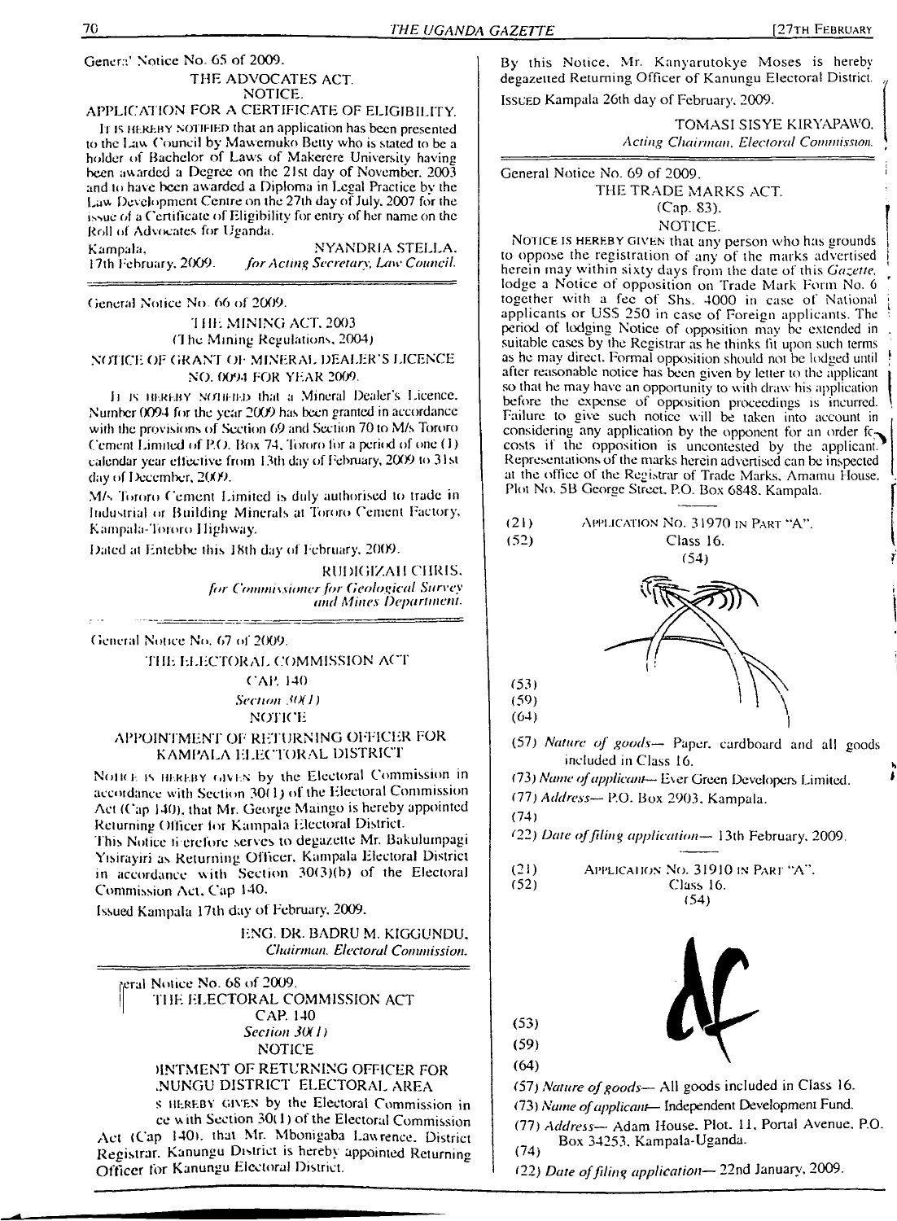General Notice No. 65 of 2009.

THE ADVOCATES ACT.

NOTICE.

APPLICATION FOR A CERTIFICATE OF ELIGIBILITY.

IT IS HEREBY NOTIFIED that an application has been presented to the Law Council by Mawemuko Betty who is stated to be a holder of Bachelor of Laws of Makerere University having been awarded a Degree on the 21st day of November, 2003 and to have been awarded a Diploma in Legal Practice by the Law Development Centre on the 27th day of July, 2007 for the issue of a Certificate of Eligibility for entry of her name on the Roll of Advocates for Uganda.

Kampala,
17th February, 2009.

NYANDRIA STELLA,
*for Acting Secretary, Law Council.*

---

General Notice No. 66 of 2009.

THE MINING ACT, 2003
(The Mining Regulations, 2004)

NOTICE OF GRANT OF MINERAL DEALER'S LICENCE NO. 0094 FOR YEAR 2009.

IT IS HEREBY NOTIFIED that a Mineral Dealer's Licence, Number 0094 for the year 2009 has been granted in accordance with the provisions of Section 69 and Section 70 to M/s Tororo Cement Limited of P.O. Box 74, Tororo for a period of one (1) calendar year effective from 13th day of February, 2009 to 31st day of December, 2009.

M/s Tororo Cement Limited is duly authorised to trade in Industrial or Building Minerals at Tororo Cement Factory, Kampala-Tororo Highway.

Dated at Entebbe this 18th day of February, 2009.

RUDIGIZAH CHRIS,
*for Commissioner for Geological Survey and Mines Department.*

---

General Notice No. 67 of 2009.

THE ELECTORAL COMMISSION ACT
CAP. 140
*Section 30(1)*
NOTICE

APPOINTMENT OF RETURNING OFFICER FOR KAMPALA ELECTORAL DISTRICT

NOTICE IS HEREBY GIVEN by the Electoral Commission in accordance with Section 30(1) of the Electoral Commission Act (Cap 140), that Mr. George Maingo is hereby appointed Returning Officer for Kampala Electoral District.

This Notice therefore serves to degazette Mr. Bakulumpagi Yisirayiri as Returning Officer, Kampala Electoral District in accordance with Section 30(3)(b) of the Electoral Commission Act, Cap 140.

Issued Kampala 17th day of February, 2009.

ENG. DR. BADRU M. KIGGUNDU,
*Chairman, Electoral Commission.*

---

General Notice No. 68 of 2009.

THE ELECTORAL COMMISSION ACT
CAP. 140
*Section 30(1)*
NOTICE

APPOINTMENT OF RETURNING OFFICER FOR KANUNGU DISTRICT ELECTORAL AREA

NOTICE IS HEREBY GIVEN by the Electoral Commission in accordance with Section 30(1) of the Electoral Commission Act (Cap 140), that Mr. Mbonigaba Lawrence, District Registrar, Kanungu District is hereby appointed Returning Officer for Kanungu Electoral District.

By this Notice, Mr. Kanyarutokye Moses is hereby degazetted Returning Officer of Kanungu Electoral District.

ISSUED Kampala 26th day of February, 2009.

TOMASI SISYE KIRYAPAWO,
*Acting Chairman, Electoral Commission.*

---

General Notice No. 69 of 2009.

THE TRADE MARKS ACT.
(Cap. 83).
NOTICE.

NOTICE IS HEREBY GIVEN that any person who has grounds to oppose the registration of any of the marks advertised herein may within sixty days from the date of this *Gazette*, lodge a Notice of opposition on Trade Mark Form No. 6 together with a fee of Shs. 4000 in case of National applicants or US$ 250 in case of Foreign applicants. The period of lodging Notice of opposition may be extended in suitable cases by the Registrar as he thinks fit upon such terms as he may direct. Formal opposition should not be lodged until after reasonable notice has been given by letter to the applicant so that he may have an opportunity to with draw his application before the expense of opposition proceedings is incurred. Failure to give such notice will be taken into account in considering any application by the opponent for an order for costs if the opposition is uncontested by the applicant. Representations of the marks herein advertised can be inspected at the office of the Registrar of Trade Marks, Amamu House, Plot No. 5B George Street, P.O. Box 6848, Kampala.

(21) APPLICATION NO. 31970 IN PART "A".
(52) Class 16.
(54)

(53)
(59)
(64)

(57) *Nature of goods*— Paper, cardboard and all goods included in Class 16.

(73) *Name of applicant*— Ever Green Developers Limited.

(77) *Address*— P.O. Box 2903, Kampala.

(74)

(22) *Date of filing application*— 13th February, 2009.

(21) APPLICATION NO. 31910 IN PART "A".
(52) Class 16.
(54)

(53)
(59)
(64)

(57) *Nature of goods*— All goods included in Class 16.

(73) *Name of applicant*— Independent Development Fund.

(77) *Address*— Adam House, Plot. 11, Portal Avenue, P.O. Box 34253, Kampala-Uganda.

(74)

(22) *Date of filing application*— 22nd January, 2009.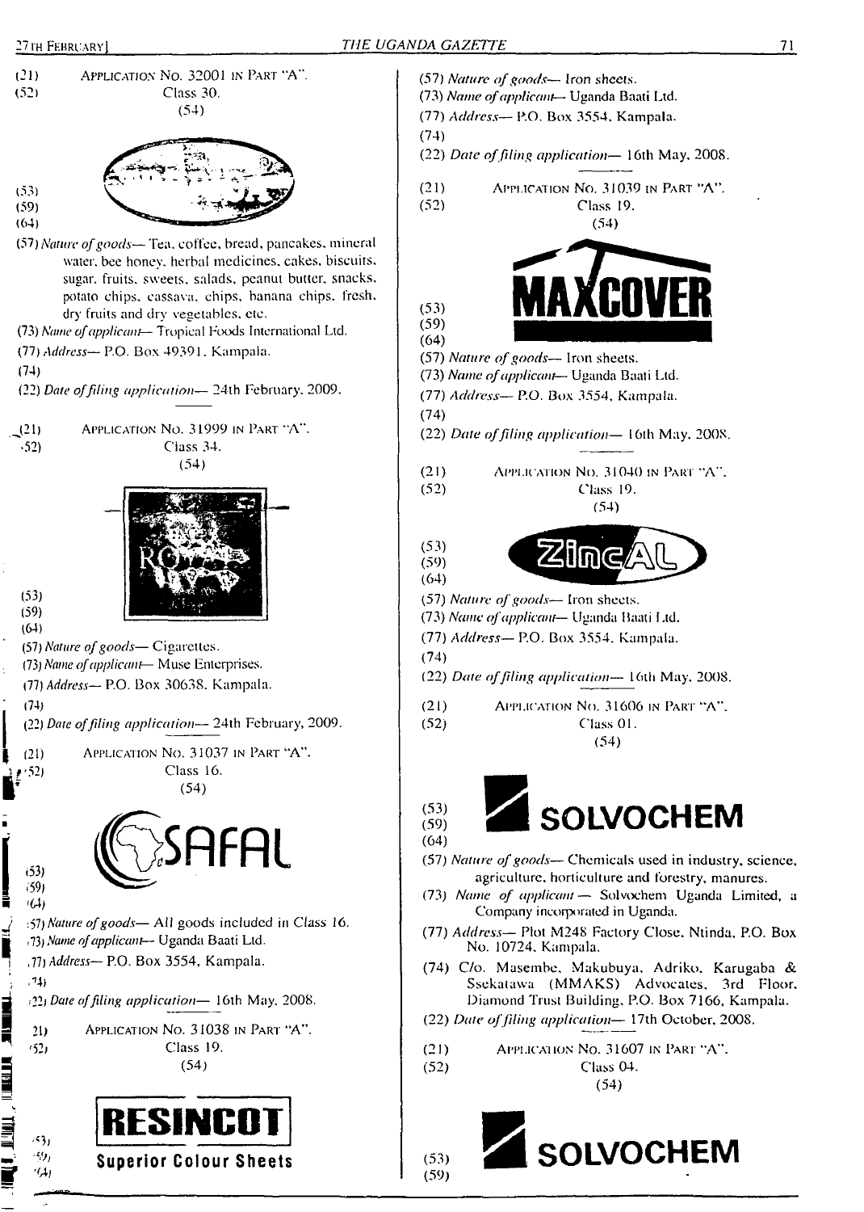(21) APPLICATION NO. 32001 IN PART "A".
(52) Class 30.
(54)

(53)
(59)
(64)

(57) *Nature of goods*— Tea, coffee, bread, pancakes, mineral water, bee honey, herbal medicines, cakes, biscuits, sugar, fruits, sweets, salads, peanut butter, snacks, potato chips, cassava, chips, banana chips, fresh, dry fruits and dry vegetables, etc.

(73) *Name of applicant*— Tropical Foods International Ltd.

(77) *Address*— P.O. Box 49391, Kampala.

(74)

(22) *Date of filing application*— 24th February, 2009.

---

(21) APPLICATION NO. 31999 IN PART "A".
(52) Class 34.
(54)

ROY...

(53)
(59)
(64)

(57) *Nature of goods*— Cigarettes.

(73) *Name of applicant*— Muse Enterprises.

(77) *Address*— P.O. Box 30638, Kampala.

(74)

(22) *Date of filing application*— 24th February, 2009.

---

(21) APPLICATION NO. 31037 IN PART "A".
(52) Class 16.
(54)

SAFAL

(53)
(59)
(64)

(57) *Nature of goods*— All goods included in Class 16.

(73) *Name of applicant*— Uganda Baati Ltd.

(77) *Address*— P.O. Box 3554, Kampala.

(74)

(22) *Date of filing application*— 16th May, 2008.

---

(21) APPLICATION NO. 31038 IN PART "A".
(52) Class 19.
(54)

RESINCOT
Superior Colour Sheets

(53)
(59)
(64)

(57) *Nature of goods*— Iron sheets.

(73) *Name of applicant*— Uganda Baati Ltd.

(77) *Address*— P.O. Box 3554, Kampala.

(74)

(22) *Date of filing application*— 16th May, 2008.

---

(21) APPLICATION NO. 31039 IN PART "A".
(52) Class 19.
(54)

MAXCOVER

(53)
(59)
(64)

(57) *Nature of goods*— Iron sheets.

(73) *Name of applicant*— Uganda Baati Ltd.

(77) *Address*— P.O. Box 3554, Kampala.

(74)

(22) *Date of filing application*— 16th May, 2008.

---

(21) APPLICATION NO. 31040 IN PART "A".
(52) Class 19.
(54)

ZincAL

(53)
(59)
(64)

(57) *Nature of goods*— Iron sheets.

(73) *Name of applicant*— Uganda Baati Ltd.

(77) *Address*— P.O. Box 3554, Kampala.

(74)

(22) *Date of filing application*— 16th May, 2008.

---

(21) APPLICATION NO. 31606 IN PART "A".
(52) Class 01.
(54)

SOLVOCHEM

(53)
(59)
(64)

(57) *Nature of goods*— Chemicals used in industry, science, agriculture, horticulture and forestry, manures.

(73) *Name of applicant*— Solvochem Uganda Limited, a Company incorporated in Uganda.

(77) *Address*— Plot M248 Factory Close, Ntinda, P.O. Box No. 10724, Kampala.

(74) C/o. Masembe, Makubuya, Adriko, Karugaba & Ssekatawa (MMAKS) Advocates, 3rd Floor, Diamond Trust Building, P.O. Box 7166, Kampala.

(22) *Date of filing application*— 17th October, 2008.

---

(21) APPLICATION NO. 31607 IN PART "A".
(52) Class 04.
(54)

SOLVOCHEM

(53)
(59)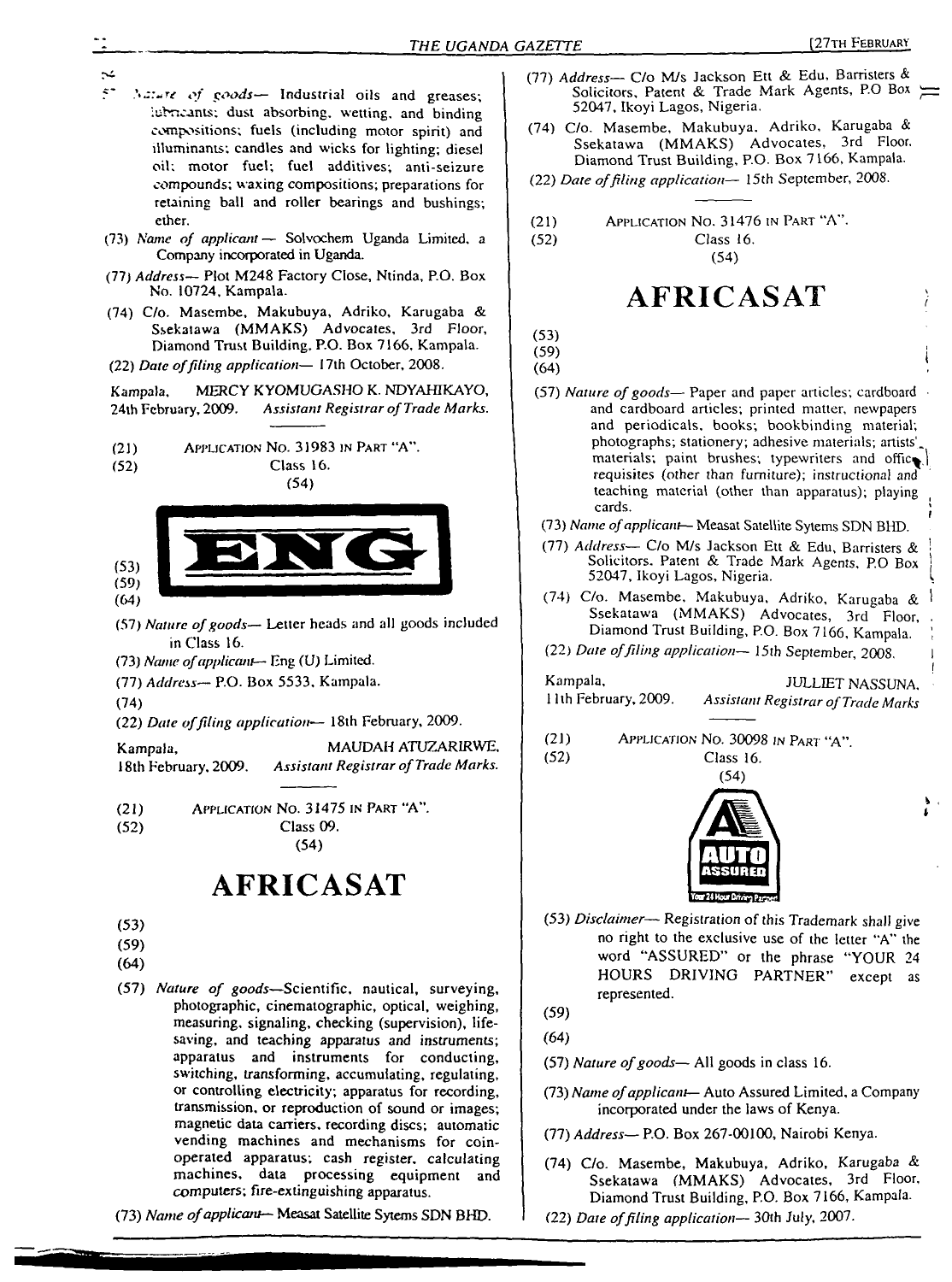(57) *Nature of goods*— Industrial oils and greases; lubricants; dust absorbing, wetting, and binding compositions; fuels (including motor spirit) and illuminants; candles and wicks for lighting; diesel oil; motor fuel; fuel additives; anti-seizure compounds; waxing compositions; preparations for retaining ball and roller bearings and bushings; ether.

(73) *Name of applicant*— Solvochem Uganda Limited, a Company incorporated in Uganda.

(77) *Address*— Plot M248 Factory Close, Ntinda, P.O. Box No. 10724, Kampala.

(74) C/o. Masembe, Makubuya, Adriko, Karugaba & Ssekatawa (MMAKS) Advocates, 3rd Floor, Diamond Trust Building, P.O. Box 7166, Kampala.

(22) *Date of filing application*— 17th October, 2008.

Kampala, 24th February, 2009. MERCY KYOMUGASHO K. NDYAHIKAYO, *Assistant Registrar of Trade Marks.*

---

(21) APPLICATION NO. 31983 IN PART "A".

(52) Class 16.

(54)

**ENG**

(53)

(59)

(64)

(57) *Nature of goods*— Letter heads and all goods included in Class 16.

(73) *Name of applicant*— Eng (U) Limited.

(77) *Address*— P.O. Box 5533, Kampala.

(74)

(22) *Date of filing application*— 18th February, 2009.

Kampala, 18th February, 2009. MAUDAH ATUZARIRWE, *Assistant Registrar of Trade Marks.*

---

(21) APPLICATION NO. 31475 IN PART "A".

(52) Class 09.

(54)

# AFRICASAT

(53)

(59)

(64)

(57) *Nature of goods*—Scientific, nautical, surveying, photographic, cinematographic, optical, weighing, measuring, signaling, checking (supervision), life-saving, and teaching apparatus and instruments; apparatus and instruments for conducting, switching, transforming, accumulating, regulating, or controlling electricity; apparatus for recording, transmission, or reproduction of sound or images; magnetic data carriers, recording discs; automatic vending machines and mechanisms for coin-operated apparatus; cash register, calculating machines, data processing equipment and computers; fire-extinguishing apparatus.

(73) *Name of applicant*— Measat Satellite Sytems SDN BHD.

(77) *Address*— C/o M/s Jackson Ett & Edu, Barristers & Solicitors, Patent & Trade Mark Agents, P.O Box 52047, Ikoyi Lagos, Nigeria.

(74) C/o. Masembe, Makubuya, Adriko, Karugaba & Ssekatawa (MMAKS) Advocates, 3rd Floor, Diamond Trust Building, P.O. Box 7166, Kampala.

(22) *Date of filing application*— 15th September, 2008.

---

(21) APPLICATION NO. 31476 IN PART "A".

(52) Class 16.

(54)

# AFRICASAT

(53)

(59)

(64)

(57) *Nature of goods*— Paper and paper articles; cardboard and cardboard articles; printed matter, newpapers and periodicals, books; bookbinding material; photographs; stationery; adhesive materials; artists' materials; paint brushes; typewriters and office requisites (other than furniture); instructional and teaching material (other than apparatus); playing cards.

(73) *Name of applicant*— Measat Satellite Sytems SDN BHD.

(77) *Address*— C/o M/s Jackson Ett & Edu, Barristers & Solicitors, Patent & Trade Mark Agents, P.O Box 52047, Ikoyi Lagos, Nigeria.

(74) C/o. Masembe, Makubuya, Adriko, Karugaba & Ssekatawa (MMAKS) Advocates, 3rd Floor, Diamond Trust Building, P.O. Box 7166, Kampala.

(22) *Date of filing application*— 15th September, 2008.

Kampala, 11th February, 2009. JULLIET NASSUNA, *Assistant Registrar of Trade Marks*

---

(21) APPLICATION NO. 30098 IN PART "A".

(52) Class 16.

(54)

A AUTO ASSURED Your 24 Hour Driving Partner

(53) *Disclaimer*— Registration of this Trademark shall give no right to the exclusive use of the letter "A" the word "ASSURED" or the phrase "YOUR 24 HOURS DRIVING PARTNER" except as represented.

(59)

(64)

(57) *Nature of goods*— All goods in class 16.

(73) *Name of applicant*— Auto Assured Limited, a Company incorporated under the laws of Kenya.

(77) *Address*— P.O. Box 267-00100, Nairobi Kenya.

(74) C/o. Masembe, Makubuya, Adriko, Karugaba & Ssekatawa (MMAKS) Advocates, 3rd Floor, Diamond Trust Building, P.O. Box 7166, Kampala.

(22) *Date of filing application*— 30th July, 2007.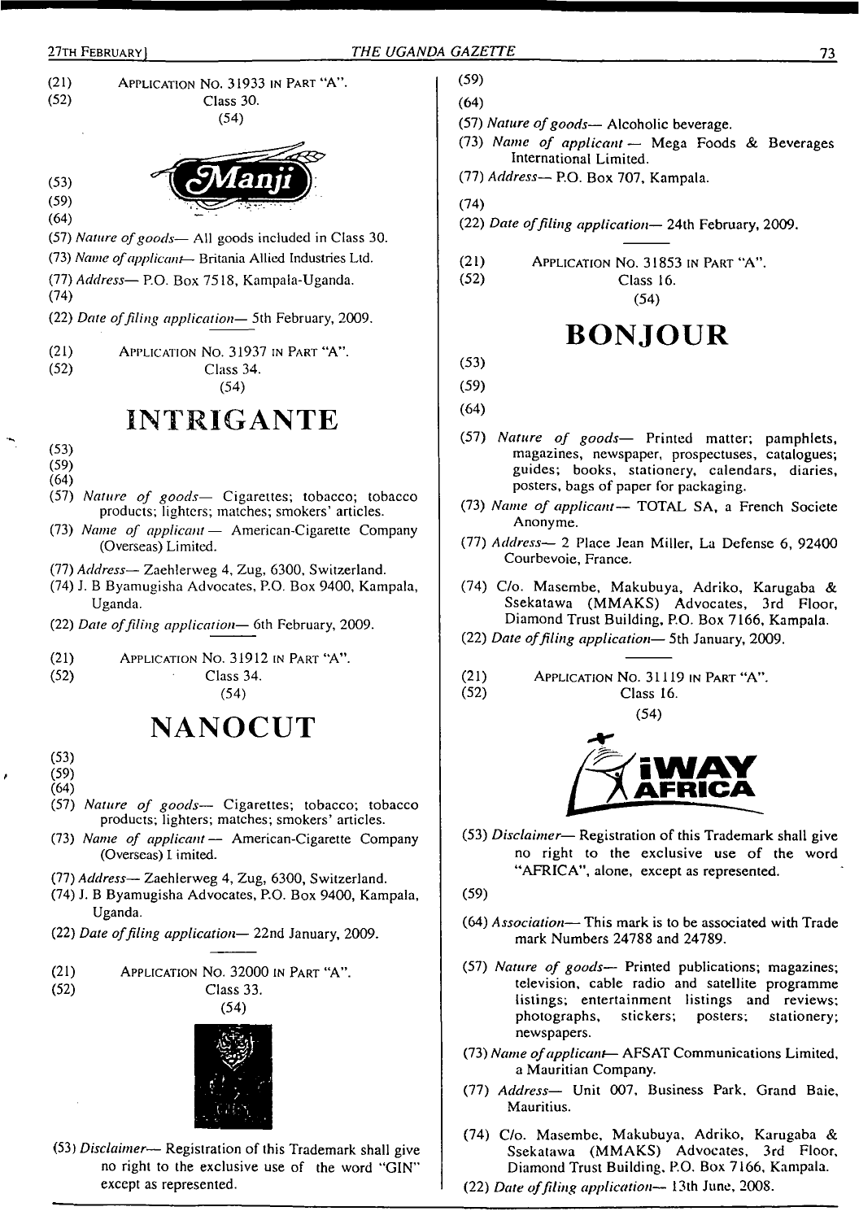(21) Application No. 31933 in Part "A".

(52) Class 30.

(54)

(53)

(59)

(64)

(57) *Nature of goods*— All goods included in Class 30.

(73) *Name of applicant*— Britania Allied Industries Ltd.

(77) *Address*— P.O. Box 7518, Kampala-Uganda.

(74)

(22) *Date of filing application*— 5th February, 2009.

---

(21) Application No. 31937 in Part "A".

(52) Class 34.

(54)

# INTRIGANTE

(53)

(59)

(64)

(57) *Nature of goods*— Cigarettes; tobacco; tobacco products; lighters; matches; smokers' articles.

(73) *Name of applicant* — American-Cigarette Company (Overseas) Limited.

(77) *Address*— Zaehlerweg 4, Zug, 6300, Switzerland.

(74) J. B Byamugisha Advocates, P.O. Box 9400, Kampala, Uganda.

(22) *Date of filing application*— 6th February, 2009.

---

(21) Application No. 31912 in Part "A".

(52) Class 34.

(54)

# NANOCUT

(53)

(59)

(64)

(57) *Nature of goods*— Cigarettes; tobacco; tobacco products; lighters; matches; smokers' articles.

(73) *Name of applicant* — American-Cigarette Company (Overseas) I imited.

(77) *Address*— Zaehlerweg 4, Zug, 6300, Switzerland.

(74) J. B Byamugisha Advocates, P.O. Box 9400, Kampala, Uganda.

(22) *Date of filing application*— 22nd January, 2009.

---

(21) Application No. 32000 in Part "A".

(52) Class 33.

(54)

(53) *Disclaimer*— Registration of this Trademark shall give no right to the exclusive use of the word "GIN" except as represented.

(59)

(64)

(57) *Nature of goods*— Alcoholic beverage.

(73) *Name of applicant* — Mega Foods & Beverages International Limited.

(77) *Address*— P.O. Box 707, Kampala.

(74)

(22) *Date of filing application*— 24th February, 2009.

---

(21) Application No. 31853 in Part "A".

(52) Class 16.

(54)

# BONJOUR

(53)

(59)

(64)

(57) *Nature of goods*— Printed matter; pamphlets, magazines, newspaper, prospectuses, catalogues; guides; books, stationery, calendars, diaries, posters, bags of paper for packaging.

(73) *Name of applicant* — TOTAL SA, a French Societe Anonyme.

(77) *Address*— 2 Place Jean Miller, La Defense 6, 92400 Courbevoie, France.

(74) C/o. Masembe, Makubuya, Adriko, Karugaba & Ssekatawa (MMAKS) Advocates, 3rd Floor, Diamond Trust Building, P.O. Box 7166, Kampala.

(22) *Date of filing application*— 5th January, 2009.

---

(21) Application No. 31119 in Part "A".

(52) Class 16.

(54)

(53) *Disclaimer*— Registration of this Trademark shall give no right to the exclusive use of the word "AFRICA", alone, except as represented.

(59)

(64) *Association*— This mark is to be associated with Trade mark Numbers 24788 and 24789.

(57) *Nature of goods*— Printed publications; magazines; television, cable radio and satellite programme listings; entertainment listings and reviews; photographs, stickers; posters; stationery; newspapers.

(73) *Name of applicant*— AFSAT Communications Limited, a Mauritian Company.

(77) *Address*— Unit 007, Business Park, Grand Baie, Mauritius.

(74) C/o. Masembe, Makubuya, Adriko, Karugaba & Ssekatawa (MMAKS) Advocates, 3rd Floor, Diamond Trust Building, P.O. Box 7166, Kampala.

(22) *Date of filing application*— 13th June, 2008.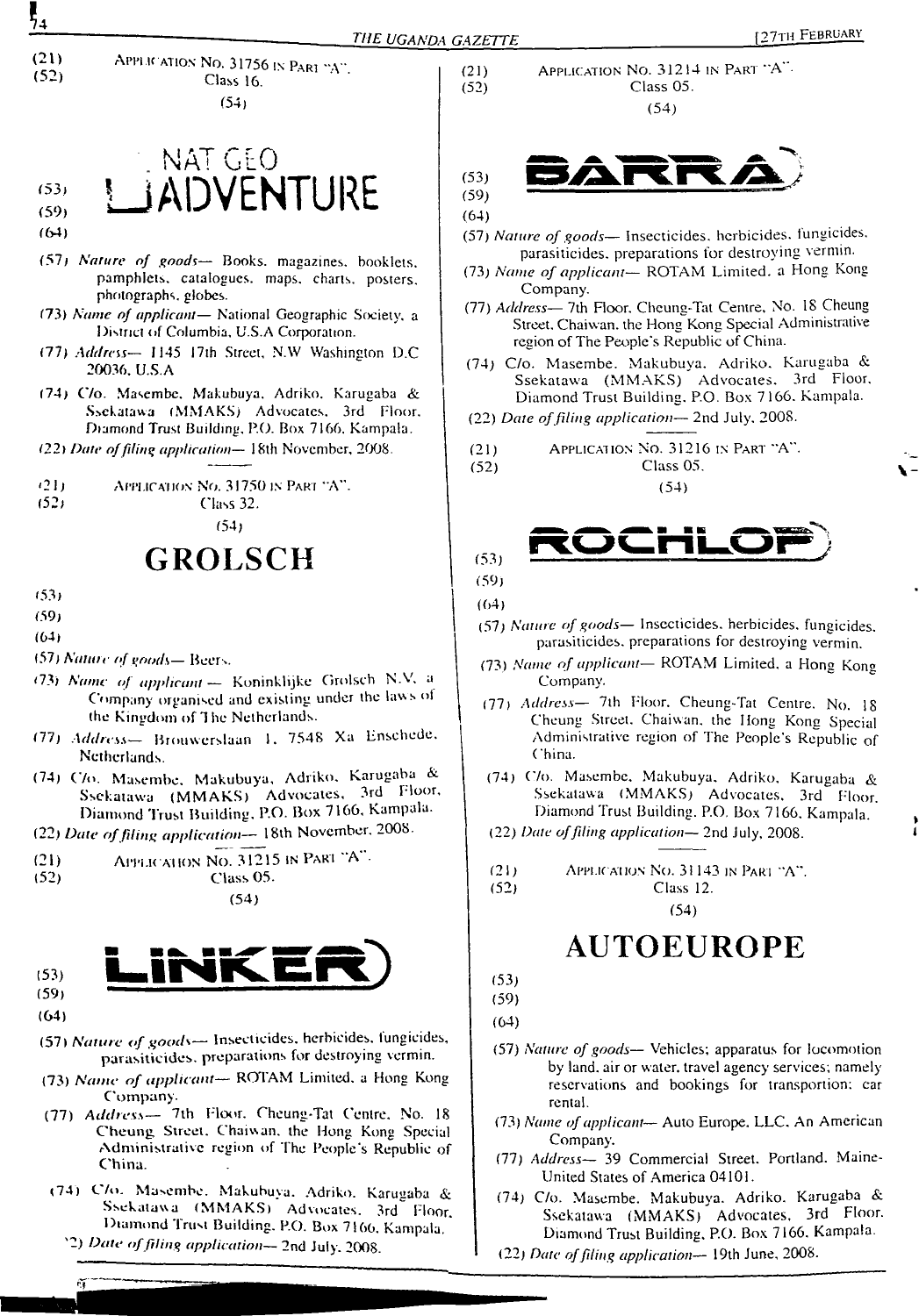(21) Application No. 31756 in Part "A".
(52) Class 16.

(54)

**NAT GEO ADVENTURE**

(53)
(59)
(64)

(57) *Nature of goods*— Books, magazines, booklets, pamphlets, catalogues, maps, charts, posters, photographs, globes.

(73) *Name of applicant*— National Geographic Society, a District of Columbia, U.S.A Corporation.

(77) *Address*— 1145 17th Street, N.W Washington D.C 20036, U.S.A

(74) C/o. Masembe, Makubuya, Adriko, Karugaba & Ssekatawa (MMAKS) Advocates, 3rd Floor, Diamond Trust Building, P.O. Box 7166, Kampala.

(22) *Date of filing application*— 18th November, 2008.

---

(21) Application No. 31750 in Part "A".
(52) Class 32.

(54)

**GROLSCH**

(53)
(59)
(64)

(57) *Nature of goods*— Beers.

(73) *Name of applicant* — Koninklijke Grolsch N.V. a Company organised and existing under the laws of the Kingdom of The Netherlands.

(77) *Address*— Brouwerslaan 1, 7548 Xa Enschede, Netherlands.

(74) C/o. Masembe, Makubuya, Adriko, Karugaba & Ssekatawa (MMAKS) Advocates, 3rd Floor, Diamond Trust Building, P.O. Box 7166, Kampala.

(22) *Date of filing application*— 18th November, 2008.

---

(21) Application No. 31215 in Part "A".
(52) Class 05.

(54)

**LINKER**

(53)
(59)
(64)

(57) *Nature of goods*— Insecticides, herbicides, fungicides, parasiticides, preparations for destroying vermin.

(73) *Name of applicant*— ROTAM Limited, a Hong Kong Company.

(77) *Address*— 7th Floor, Cheung-Tat Centre, No. 18 Cheung Street, Chaiwan, the Hong Kong Special Administrative region of The People's Republic of China.

(74) C/o. Masembe, Makubuya, Adriko, Karugaba & Ssekatawa (MMAKS) Advocates, 3rd Floor, Diamond Trust Building, P.O. Box 7166, Kampala.

(22) *Date of filing application*— 2nd July, 2008.

---

(21) Application No. 31214 in Part "A".
(52) Class 05.

(54)

**BARRA**

(53)
(59)
(64)

(57) *Nature of goods*— Insecticides, herbicides, fungicides, parasiticides, preparations for destroying vermin.

(73) *Name of applicant*— ROTAM Limited, a Hong Kong Company.

(77) *Address*— 7th Floor, Cheung-Tat Centre, No. 18 Cheung Street, Chaiwan, the Hong Kong Special Administrative region of The People's Republic of China.

(74) C/o. Masembe, Makubuya, Adriko, Karugaba & Ssekatawa (MMAKS) Advocates, 3rd Floor, Diamond Trust Building, P.O. Box 7166, Kampala.

(22) *Date of filing application*— 2nd July, 2008.

---

(21) Application No. 31216 in Part "A".
(52) Class 05.

(54)

**ROCHLOP**

(53)
(59)
(64)

(57) *Nature of goods*— Insecticides, herbicides, fungicides, parasiticides, preparations for destroying vermin.

(73) *Name of applicant*— ROTAM Limited, a Hong Kong Company.

(77) *Address*— 7th Floor, Cheung-Tat Centre, No. 18 Cheung Street, Chaiwan, the Hong Kong Special Administrative region of The People's Republic of China.

(74) C/o. Masembe, Makubuya, Adriko, Karugaba & Ssekatawa (MMAKS) Advocates, 3rd Floor, Diamond Trust Building, P.O. Box 7166, Kampala.

(22) *Date of filing application*— 2nd July, 2008.

---

(21) Application No. 31143 in Part "A".
(52) Class 12.

(54)

**AUTOEUROPE**

(53)
(59)
(64)

(57) *Nature of goods*— Vehicles; apparatus for locomotion by land, air or water, travel agency services; namely reservations and bookings for transportion; car rental.

(73) *Name of applicant*— Auto Europe, LLC. An American Company.

(77) *Address*— 39 Commercial Street, Portland, Maine-United States of America 04101.

(74) C/o. Masembe, Makubuya, Adriko, Karugaba & Ssekatawa (MMAKS) Advocates, 3rd Floor, Diamond Trust Building, P.O. Box 7166, Kampala.

(22) *Date of filing application*— 19th June, 2008.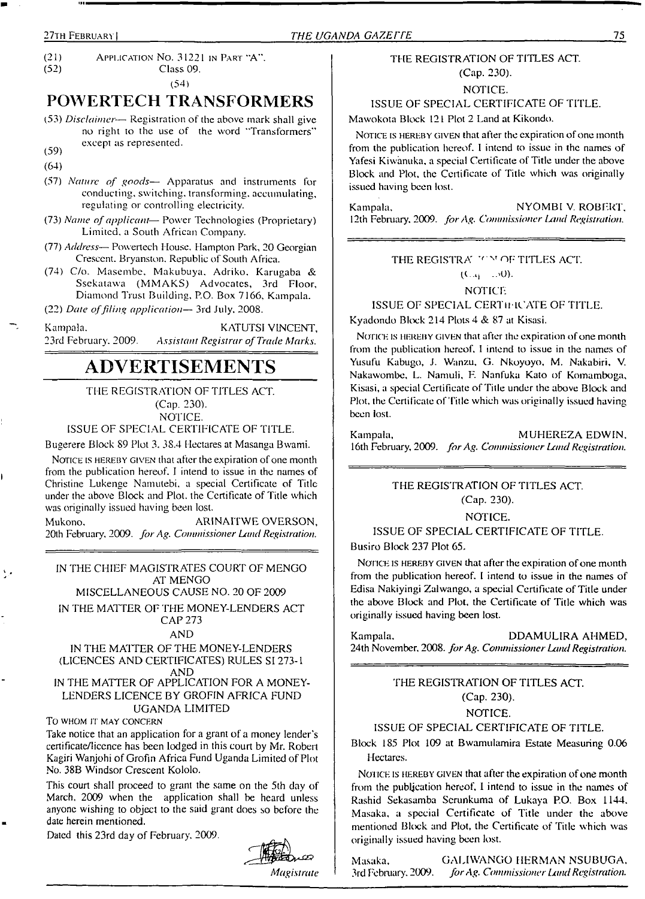(21) Application No. 31221 in Part "A".

(52) Class 09.

(54)

## POWERTECH TRANSFORMERS

(53) *Disclaimer*— Registration of the above mark shall give no right to the use of the word "Transformers" except as represented.

(59)

(64)

(57) *Nature of goods*— Apparatus and instruments for conducting, switching, transforming, accumulating, regulating or controlling electricity.

(73) *Name of applicant*— Power Technologies (Proprietary) Limited, a South African Company.

(77) *Address*— Powertech House, Hampton Park, 20 Georgian Crescent, Bryanston, Republic of South Africa.

(74) C/o. Masembe, Makubuya, Adriko, Karugaba & Ssekatawa (MMAKS) Advocates, 3rd Floor, Diamond Trust Building, P.O. Box 7166, Kampala.

(22) *Date of filing application*— 3rd July, 2008.

Kampala, KATUTSI VINCENT,
23rd February, 2009. *Assistant Registrar of Trade Marks.*

# ADVERTISEMENTS

THE REGISTRATION OF TITLES ACT.
(Cap. 230).
NOTICE.
ISSUE OF SPECIAL CERTIFICATE OF TITLE.

Bugerere Block 89 Plot 3, 38.4 Hectares at Masanga Bwami.

Notice is hereby given that after the expiration of one month from the publication hereof, I intend to issue in the names of Christine Lukenge Namutebi, a special Certificate of Title under the above Block and Plot, the Certificate of Title which was originally issued having been lost.

Mukono, ARINAITWE OVERSON,
20th February, 2009. *for Ag. Commissioner Land Registration.*

IN THE CHIEF MAGISTRATES COURT OF MENGO AT MENGO
MISCELLANEOUS CAUSE NO. 20 OF 2009
IN THE MATTER OF THE MONEY-LENDERS ACT CAP 273
AND
IN THE MATTER OF THE MONEY-LENDERS (LICENCES AND CERTIFICATES) RULES SI 273-1
AND
IN THE MATTER OF APPLICATION FOR A MONEY-LENDERS LICENCE BY GROFIN AFRICA FUND UGANDA LIMITED

To whom it may concern

Take notice that an application for a grant of a money lender's certificate/licence has been lodged in this court by Mr. Robert Kagiri Wanjohi of Grofin Africa Fund Uganda Limited of Plot No. 38B Windsor Crescent Kololo.

This court shall proceed to grant the same on the 5th day of March, 2009 when the application shall be heard unless anyone wishing to object to the said grant does so before the date herein mentioned.

Dated this 23rd day of February, 2009.

*Magistrate*

THE REGISTRATION OF TITLES ACT.
(Cap. 230).
NOTICE.
ISSUE OF SPECIAL CERTIFICATE OF TITLE.

Mawokota Block 121 Plot 2 Land at Kikondo.

Notice is hereby given that after the expiration of one month from the publication hereof, I intend to issue in the names of Yafesi Kiwanuka, a special Certificate of Title under the above Block and Plot, the Certificate of Title which was originally issued having been lost.

Kampala, NYOMBI V. ROBERT,
12th February, 2009. *for Ag. Commissioner Land Registration.*

THE REGISTRATION OF TITLES ACT.
(Cap. 230).
NOTICE.
ISSUE OF SPECIAL CERTIFICATE OF TITLE.

Kyadondo Block 214 Plots 4 & 87 at Kisasi.

Notice is hereby given that after the expiration of one month from the publication hereof, I intend to issue in the names of Yusufu Kabugo, J. Wanzu, G. Nkoyoyo, M. Nakabiri, V. Nakawombe, L. Namuli, F. Nanfuka Kato of Komamboga, Kisasi, a special Certificate of Title under the above Block and Plot, the Certificate of Title which was originally issued having been lost.

Kampala, MUHEREZA EDWIN,
16th February, 2009. *for Ag. Commissioner Land Registration.*

THE REGISTRATION OF TITLES ACT.
(Cap. 230).
NOTICE.
ISSUE OF SPECIAL CERTIFICATE OF TITLE.

Busiro Block 237 Plot 65.

Notice is hereby given that after the expiration of one month from the publication hereof, I intend to issue in the names of Edisa Nakiyingi Zalwango, a special Certificate of Title under the above Block and Plot, the Certificate of Title which was originally issued having been lost.

Kampala, DDAMULIRA AHMED,
24th November, 2008. *for Ag. Commissioner Land Registration.*

THE REGISTRATION OF TITLES ACT.
(Cap. 230).
NOTICE.
ISSUE OF SPECIAL CERTIFICATE OF TITLE.

Block 185 Plot 109 at Bwamulamira Estate Measuring 0.06 Hectares.

Notice is hereby given that after the expiration of one month from the publication hereof, I intend to issue in the names of Rashid Sekasamba Serunkuma of Lukaya P.O. Box 1144, Masaka, a special Certificate of Title under the above mentioned Block and Plot, the Certificate of Title which was originally issued having been lost.

Masaka, GALIWANGO HERMAN NSUBUGA,
3rd February, 2009. *for Ag. Commissioner Land Registration.*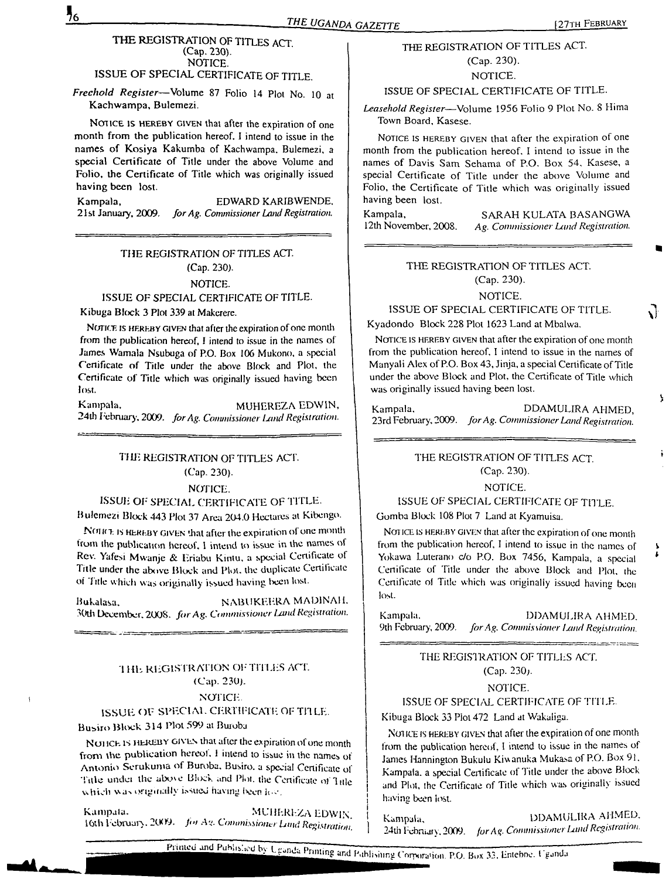THE REGISTRATION OF TITLES ACT.
(Cap. 230).
NOTICE.
ISSUE OF SPECIAL CERTIFICATE OF TITLE.

*Freehold Register*—Volume 87 Folio 14 Plot No. 10 at Kachwampa, Bulemezi.

NOTICE IS HEREBY GIVEN that after the expiration of one month from the publication hereof, I intend to issue in the names of Kosiya Kakumba of Kachwampa, Bulemezi, a special Certificate of Title under the above Volume and Folio, the Certificate of Title which was originally issued having been lost.

Kampala, EDWARD KARIBWENDE,
21st January, 2009. *for Ag. Commissioner Land Registration.*

---

THE REGISTRATION OF TITLES ACT.
(Cap. 230).
NOTICE.
ISSUE OF SPECIAL CERTIFICATE OF TITLE.

Kibuga Block 3 Plot 339 at Makerere.

NOTICE IS HEREBY GIVEN that after the expiration of one month from the publication hereof, I intend to issue in the names of James Wamala Nsubuga of P.O. Box 106 Mukono, a special Certificate of Title under the above Block and Plot, the Certificate of Title which was originally issued having been lost.

Kampala, MUHEREZA EDWIN,
24th February, 2009. *for Ag. Commissioner Land Registration.*

---

THE REGISTRATION OF TITLES ACT.
(Cap. 230).
NOTICE.
ISSUE OF SPECIAL CERTIFICATE OF TITLE.

Bulemezi Block 443 Plot 37 Area 204.0 Hectares at Kibengo.

NOTICE IS HEREBY GIVEN that after the expiration of one month from the publication hereof, I intend to issue in the names of Rev. Yafesi Mwanje & Eriabu Kintu, a special Certificate of Title under the above Block and Plot, the duplicate Certificate of Title which was originally issued having been lost.

Bukalasa, NABUKEERA MADINAH,
30th December, 2008. *for Ag. Commissioner Land Registration.*

---

THE REGISTRATION OF TITLES ACT.
(Cap. 230).
NOTICE.
ISSUE OF SPECIAL CERTIFICATE OF TITLE.

Busiro Block 314 Plot 599 at Buroba

NOTICE IS HEREBY GIVEN that after the expiration of one month from the publication hereof, I intend to issue in the names of Antonio Serukuma of Buroba, Busiro, a special Certificate of Title under the above Block and Plot, the Certificate of Title which was originally issued having been lost.

Kampala, MUHEREZA EDWIN,
16th February, 2009. *for Ag. Commissioner Land Registration.*

---

THE REGISTRATION OF TITLES ACT.
(Cap. 230).
NOTICE.
ISSUE OF SPECIAL CERTIFICATE OF TITLE.

*Leasehold Register*—Volume 1956 Folio 9 Plot No. 8 Hima Town Board, Kasese.

NOTICE IS HEREBY GIVEN that after the expiration of one month from the publication hereof, I intend to issue in the names of Davis Sam Sehama of P.O. Box 54, Kasese, a special Certificate of Title under the above Volume and Folio, the Certificate of Title which was originally issued having been lost.

Kampala, SARAH KULATA BASANGWA
12th November, 2008. *Ag. Commissioner Land Registration.*

---

THE REGISTRATION OF TITLES ACT.
(Cap. 230).
NOTICE.
ISSUE OF SPECIAL CERTIFICATE OF TITLE.

Kyadondo Block 228 Plot 1623 Land at Mbalwa.

NOTICE IS HEREBY GIVEN that after the expiration of one month from the publication hereof, I intend to issue in the names of Manyali Alex of P.O. Box 43, Jinja, a special Certificate of Title under the above Block and Plot, the Certificate of Title which was originally issued having been lost.

Kampala, DDAMULIRA AHMED,
23rd February, 2009. *for Ag. Commissioner Land Registration.*

---

THE REGISTRATION OF TITLES ACT.
(Cap. 230).
NOTICE.
ISSUE OF SPECIAL CERTIFICATE OF TITLE.

Gomba Block 108 Plot 7 Land at Kyamuisa.

NOTICE IS HEREBY GIVEN that after the expiration of one month from the publication hereof, I intend to issue in the names of Yokawa Luterano c/o P.O. Box 7456, Kampala, a special Certificate of Title under the above Block and Plot, the Certificate of Title which was originally issued having been lost.

Kampala, DDAMULIRA AHMED,
9th February, 2009. *for Ag. Commissioner Land Registration.*

---

THE REGISTRATION OF TITLES ACT.
(Cap. 230).
NOTICE.
ISSUE OF SPECIAL CERTIFICATE OF TITLE.

Kibuga Block 33 Plot 472 Land at Wakaliga.

NOTICE IS HEREBY GIVEN that after the expiration of one month from the publication hereof, I intend to issue in the names of James Hannington Bukulu Kiwanuka Mukasa of P.O. Box 91, Kampala, a special Certificate of Title under the above Block and Plot, the Certificate of Title which was originally issued having been lost.

Kampala, DDAMULIRA AHMED,
24th February, 2009. *for Ag. Commissioner Land Registration.*

---

Printed and Published by Uganda Printing and Publishing Corporation, P.O. Box 33, Entebbe, Uganda